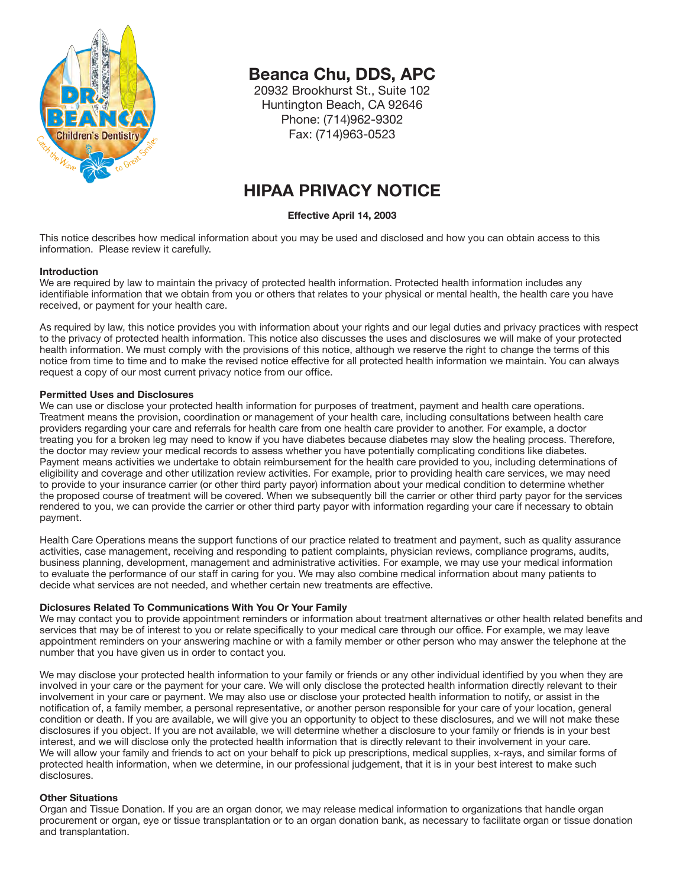# Beanca Chu, DDS, APC

20932 Brookhurst St., Suite 102
Huntington Beach, CA 92646
Phone: (714)962-9302
Fax: (714)963-0523

## HIPAA PRIVACY NOTICE

**Effective April 14, 2003**

This notice describes how medical information about you may be used and disclosed and how you can obtain access to this information. Please review it carefully.

**Introduction**
We are required by law to maintain the privacy of protected health information. Protected health information includes any identifiable information that we obtain from you or others that relates to your physical or mental health, the health care you have received, or payment for your health care.

As required by law, this notice provides you with information about your rights and our legal duties and privacy practices with respect to the privacy of protected health information. This notice also discusses the uses and disclosures we will make of your protected health information. We must comply with the provisions of this notice, although we reserve the right to change the terms of this notice from time to time and to make the revised notice effective for all protected health information we maintain. You can always request a copy of our most current privacy notice from our office.

**Permitted Uses and Disclosures**
We can use or disclose your protected health information for purposes of treatment, payment and health care operations. Treatment means the provision, coordination or management of your health care, including consultations between health care providers regarding your care and referrals for health care from one health care provider to another. For example, a doctor treating you for a broken leg may need to know if you have diabetes because diabetes may slow the healing process. Therefore, the doctor may review your medical records to assess whether you have potentially complicating conditions like diabetes. Payment means activities we undertake to obtain reimbursement for the health care provided to you, including determinations of eligibility and coverage and other utilization review activities. For example, prior to providing health care services, we may need to provide to your insurance carrier (or other third party payor) information about your medical condition to determine whether the proposed course of treatment will be covered. When we subsequently bill the carrier or other third party payor for the services rendered to you, we can provide the carrier or other third party payor with information regarding your care if necessary to obtain payment.

Health Care Operations means the support functions of our practice related to treatment and payment, such as quality assurance activities, case management, receiving and responding to patient complaints, physician reviews, compliance programs, audits, business planning, development, management and administrative activities. For example, we may use your medical information to evaluate the performance of our staff in caring for you. We may also combine medical information about many patients to decide what services are not needed, and whether certain new treatments are effective.

**Diclosures Related To Communications With You Or Your Family**
We may contact you to provide appointment reminders or information about treatment alternatives or other health related benefits and services that may be of interest to you or relate specifically to your medical care through our office. For example, we may leave appointment reminders on your answering machine or with a family member or other person who may answer the telephone at the number that you have given us in order to contact you.

We may disclose your protected health information to your family or friends or any other individual identified by you when they are involved in your care or the payment for your care. We will only disclose the protected health information directly relevant to their involvement in your care or payment. We may also use or disclose your protected health information to notify, or assist in the notification of, a family member, a personal representative, or another person responsible for your care of your location, general condition or death. If you are available, we will give you an opportunity to object to these disclosures, and we will not make these disclosures if you object. If you are not available, we will determine whether a disclosure to your family or friends is in your best interest, and we will disclose only the protected health information that is directly relevant to their involvement in your care. We will allow your family and friends to act on your behalf to pick up prescriptions, medical supplies, x-rays, and similar forms of protected health information, when we determine, in our professional judgement, that it is in your best interest to make such disclosures.

**Other Situations**
Organ and Tissue Donation. If you are an organ donor, we may release medical information to organizations that handle organ procurement or organ, eye or tissue transplantation or to an organ donation bank, as necessary to facilitate organ or tissue donation and transplantation.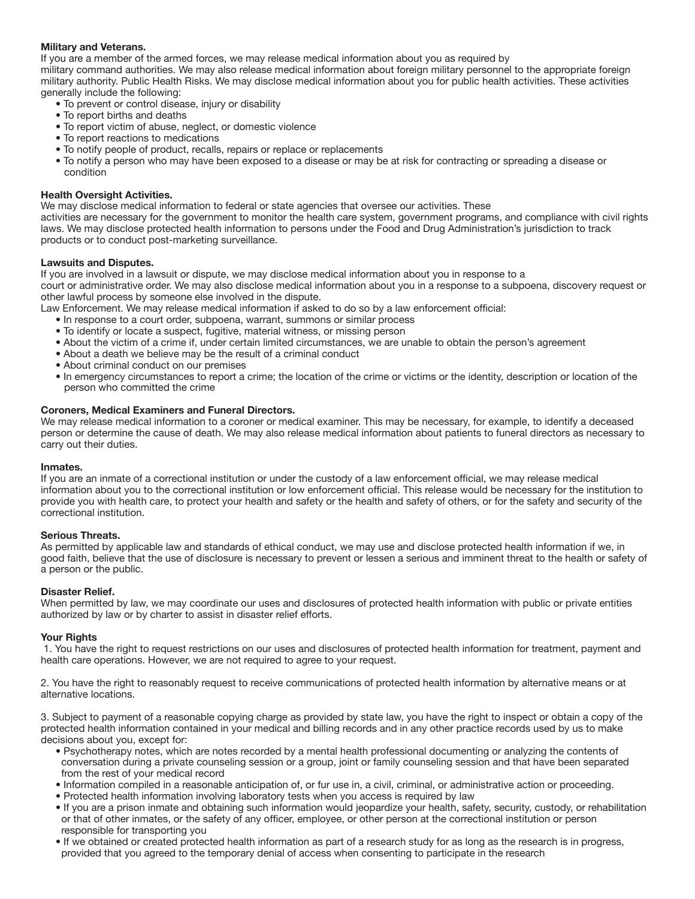**Military and Veterans.**
If you are a member of the armed forces, we may release medical information about you as required by military command authorities. We may also release medical information about foreign military personnel to the appropriate foreign military authority. Public Health Risks. We may disclose medical information about you for public health activities. These activities generally include the following:

- To prevent or control disease, injury or disability
- To report births and deaths
- To report victim of abuse, neglect, or domestic violence
- To report reactions to medications
- To notify people of product, recalls, repairs or replace or replacements
- To notify a person who may have been exposed to a disease or may be at risk for contracting or spreading a disease or condition

**Health Oversight Activities.**
We may disclose medical information to federal or state agencies that oversee our activities. These activities are necessary for the government to monitor the health care system, government programs, and compliance with civil rights laws. We may disclose protected health information to persons under the Food and Drug Administration's jurisdiction to track products or to conduct post-marketing surveillance.

**Lawsuits and Disputes.**
If you are involved in a lawsuit or dispute, we may disclose medical information about you in response to a court or administrative order. We may also disclose medical information about you in a response to a subpoena, discovery request or other lawful process by someone else involved in the dispute.
Law Enforcement. We may release medical information if asked to do so by a law enforcement official:

- In response to a court order, subpoena, warrant, summons or similar process
- To identify or locate a suspect, fugitive, material witness, or missing person
- About the victim of a crime if, under certain limited circumstances, we are unable to obtain the person's agreement
- About a death we believe may be the result of a criminal conduct
- About criminal conduct on our premises
- In emergency circumstances to report a crime; the location of the crime or victims or the identity, description or location of the person who committed the crime

**Coroners, Medical Examiners and Funeral Directors.**
We may release medical information to a coroner or medical examiner. This may be necessary, for example, to identify a deceased person or determine the cause of death. We may also release medical information about patients to funeral directors as necessary to carry out their duties.

**Inmates.**
If you are an inmate of a correctional institution or under the custody of a law enforcement official, we may release medical information about you to the correctional institution or low enforcement official. This release would be necessary for the institution to provide you with health care, to protect your health and safety or the health and safety of others, or for the safety and security of the correctional institution.

**Serious Threats.**
As permitted by applicable law and standards of ethical conduct, we may use and disclose protected health information if we, in good faith, believe that the use of disclosure is necessary to prevent or lessen a serious and imminent threat to the health or safety of a person or the public.

**Disaster Relief.**
When permitted by law, we may coordinate our uses and disclosures of protected health information with public or private entities authorized by law or by charter to assist in disaster relief efforts.

**Your Rights**

1. You have the right to request restrictions on our uses and disclosures of protected health information for treatment, payment and health care operations. However, we are not required to agree to your request.

2. You have the right to reasonably request to receive communications of protected health information by alternative means or at alternative locations.

3. Subject to payment of a reasonable copying charge as provided by state law, you have the right to inspect or obtain a copy of the protected health information contained in your medical and billing records and in any other practice records used by us to make decisions about you, except for:

   - Psychotherapy notes, which are notes recorded by a mental health professional documenting or analyzing the contents of conversation during a private counseling session or a group, joint or family counseling session and that have been separated from the rest of your medical record
   - Information compiled in a reasonable anticipation of, or fur use in, a civil, criminal, or administrative action or proceeding.
   - Protected health information involving laboratory tests when you access is required by law
   - If you are a prison inmate and obtaining such information would jeopardize your health, safety, security, custody, or rehabilitation or that of other inmates, or the safety of any officer, employee, or other person at the correctional institution or person responsible for transporting you
   - If we obtained or created protected health information as part of a research study for as long as the research is in progress, provided that you agreed to the temporary denial of access when consenting to participate in the research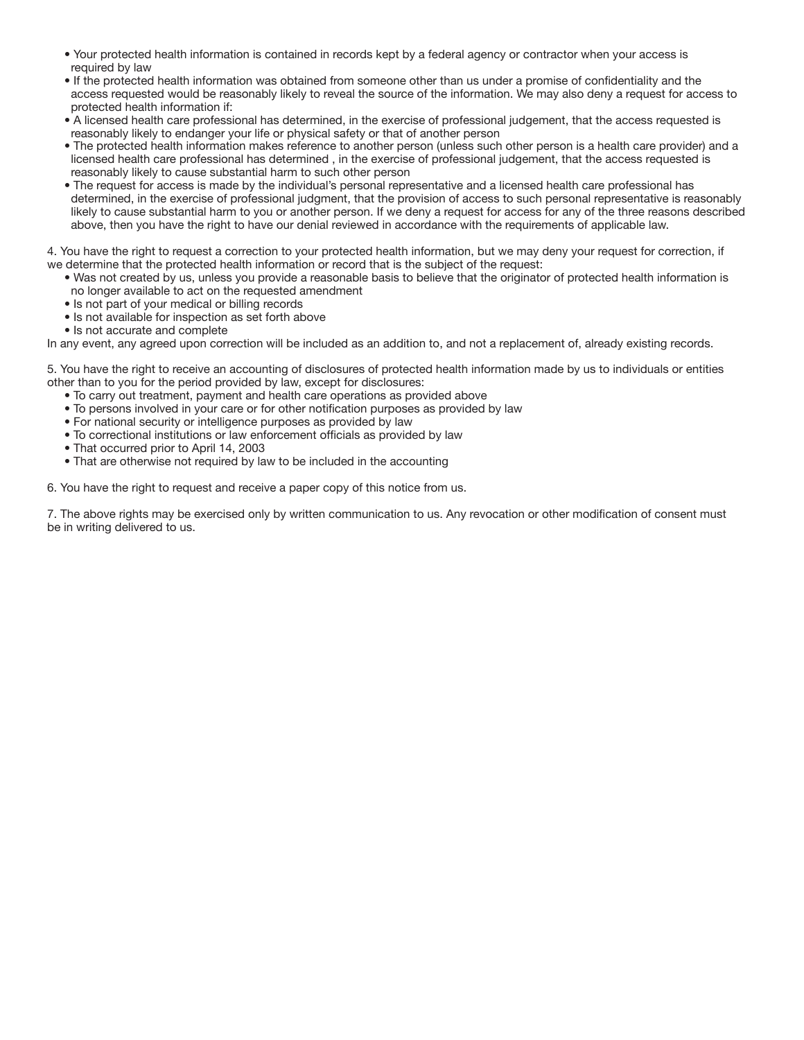- Your protected health information is contained in records kept by a federal agency or contractor when your access is required by law
- If the protected health information was obtained from someone other than us under a promise of confidentiality and the access requested would be reasonably likely to reveal the source of the information. We may also deny a request for access to protected health information if:
- A licensed health care professional has determined, in the exercise of professional judgement, that the access requested is reasonably likely to endanger your life or physical safety or that of another person
- The protected health information makes reference to another person (unless such other person is a health care provider) and a licensed health care professional has determined , in the exercise of professional judgement, that the access requested is reasonably likely to cause substantial harm to such other person
- The request for access is made by the individual's personal representative and a licensed health care professional has determined, in the exercise of professional judgment, that the provision of access to such personal representative is reasonably likely to cause substantial harm to you or another person. If we deny a request for access for any of the three reasons described above, then you have the right to have our denial reviewed in accordance with the requirements of applicable law.

4. You have the right to request a correction to your protected health information, but we may deny your request for correction, if we determine that the protected health information or record that is the subject of the request:
   - Was not created by us, unless you provide a reasonable basis to believe that the originator of protected health information is no longer available to act on the requested amendment
   - Is not part of your medical or billing records
   - Is not available for inspection as set forth above
   - Is not accurate and complete

In any event, any agreed upon correction will be included as an addition to, and not a replacement of, already existing records.

5. You have the right to receive an accounting of disclosures of protected health information made by us to individuals or entities other than to you for the period provided by law, except for disclosures:
   - To carry out treatment, payment and health care operations as provided above
   - To persons involved in your care or for other notification purposes as provided by law
   - For national security or intelligence purposes as provided by law
   - To correctional institutions or law enforcement officials as provided by law
   - That occurred prior to April 14, 2003
   - That are otherwise not required by law to be included in the accounting

6. You have the right to request and receive a paper copy of this notice from us.

7. The above rights may be exercised only by written communication to us. Any revocation or other modification of consent must be in writing delivered to us.